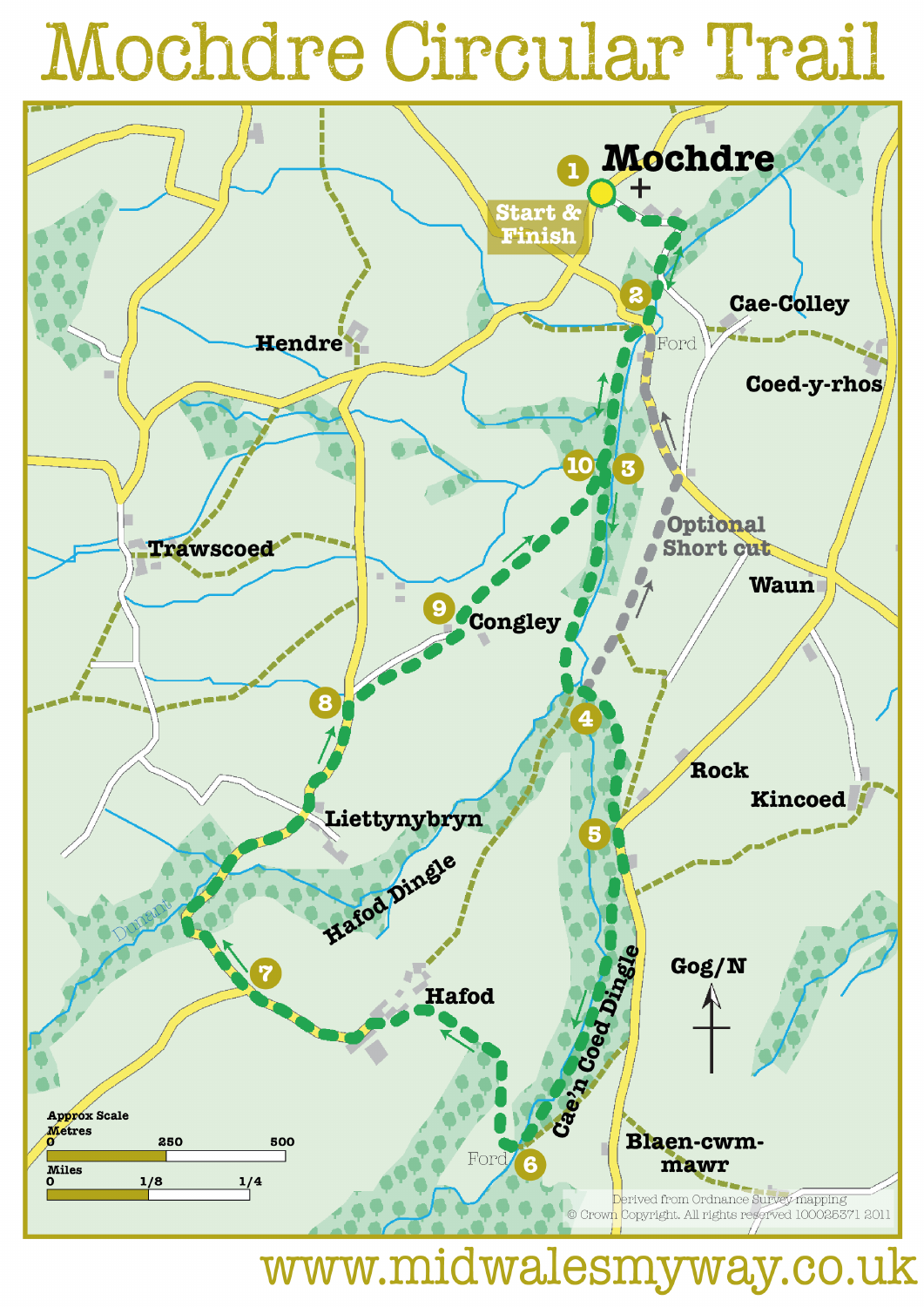# Mochdre Circular Trail

Mochdre

1 Start & Finish

2 Cae-Colley

Ford

Coed-y-rhos

Hendre

10 3

Optional Short cut

Trawscoed

Waun

9 Congley

8

4

Rock

Kincoed

Liettynybryn

5

Hafod Dingle

Dulas

7

Hafod

Gog/N

Cae'n Coed Dingle

Ford 6

Blaen-cwm-mawr

Approx Scale

Metres: 0 — 250 — 500

Miles: 0 — 1/8 — 1/4

Derived from Ordnance Survey mapping © Crown Copyright. All rights reserved 100025371 2011

www.midwalesmyway.co.uk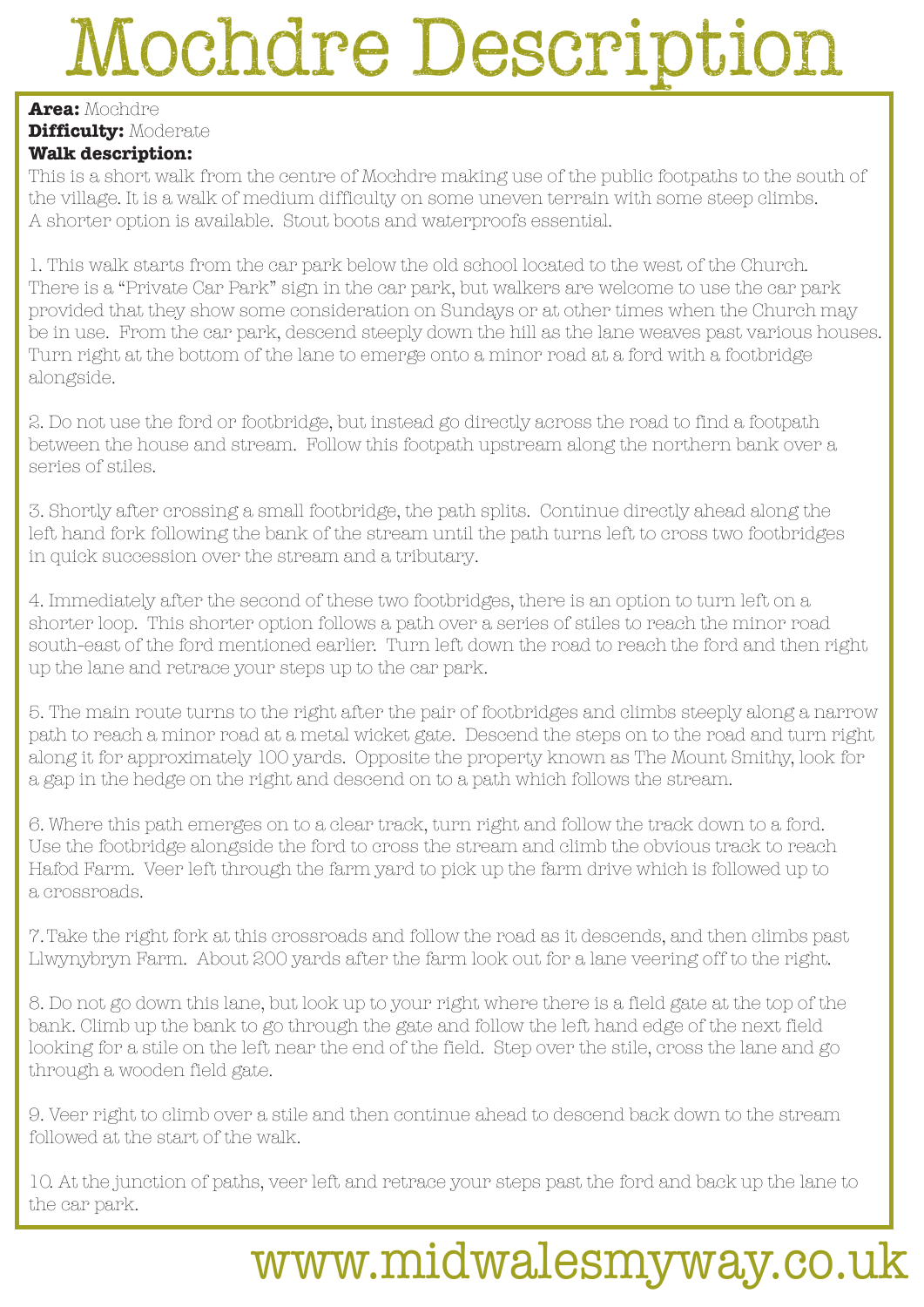# Mochdre Description

**Area:** Mochdre
**Difficulty:** Moderate
**Walk description:**
This is a short walk from the centre of Mochdre making use of the public footpaths to the south of the village. It is a walk of medium difficulty on some uneven terrain with some steep climbs. A shorter option is available. Stout boots and waterproofs essential.

1. This walk starts from the car park below the old school located to the west of the Church. There is a "Private Car Park" sign in the car park, but walkers are welcome to use the car park provided that they show some consideration on Sundays or at other times when the Church may be in use. From the car park, descend steeply down the hill as the lane weaves past various houses. Turn right at the bottom of the lane to emerge onto a minor road at a ford with a footbridge alongside.

2. Do not use the ford or footbridge, but instead go directly across the road to find a footpath between the house and stream. Follow this footpath upstream along the northern bank over a series of stiles.

3. Shortly after crossing a small footbridge, the path splits. Continue directly ahead along the left hand fork following the bank of the stream until the path turns left to cross two footbridges in quick succession over the stream and a tributary.

4. Immediately after the second of these two footbridges, there is an option to turn left on a shorter loop. This shorter option follows a path over a series of stiles to reach the minor road south-east of the ford mentioned earlier. Turn left down the road to reach the ford and then right up the lane and retrace your steps up to the car park.

5. The main route turns to the right after the pair of footbridges and climbs steeply along a narrow path to reach a minor road at a metal wicket gate. Descend the steps on to the road and turn right along it for approximately 100 yards. Opposite the property known as The Mount Smithy, look for a gap in the hedge on the right and descend on to a path which follows the stream.

6. Where this path emerges on to a clear track, turn right and follow the track down to a ford. Use the footbridge alongside the ford to cross the stream and climb the obvious track to reach Hafod Farm. Veer left through the farm yard to pick up the farm drive which is followed up to a crossroads.

7. Take the right fork at this crossroads and follow the road as it descends, and then climbs past Llwynybryn Farm. About 200 yards after the farm look out for a lane veering off to the right.

8. Do not go down this lane, but look up to your right where there is a field gate at the top of the bank. Climb up the bank to go through the gate and follow the left hand edge of the next field looking for a stile on the left near the end of the field. Step over the stile, cross the lane and go through a wooden field gate.

9. Veer right to climb over a stile and then continue ahead to descend back down to the stream followed at the start of the walk.

10. At the junction of paths, veer left and retrace your steps past the ford and back up the lane to the car park.

www.midwalesmyway.co.uk